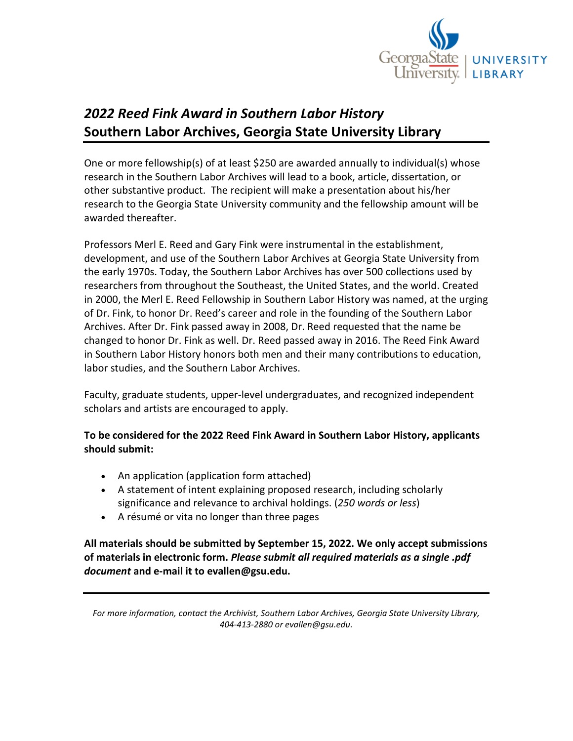# *2022 Reed Fink Award in Southern Labor History*
# Southern Labor Archives, Georgia State University Library

One or more fellowship(s) of at least $250 are awarded annually to individual(s) whose research in the Southern Labor Archives will lead to a book, article, dissertation, or other substantive product. The recipient will make a presentation about his/her research to the Georgia State University community and the fellowship amount will be awarded thereafter.

Professors Merl E. Reed and Gary Fink were instrumental in the establishment, development, and use of the Southern Labor Archives at Georgia State University from the early 1970s. Today, the Southern Labor Archives has over 500 collections used by researchers from throughout the Southeast, the United States, and the world. Created in 2000, the Merl E. Reed Fellowship in Southern Labor History was named, at the urging of Dr. Fink, to honor Dr. Reed's career and role in the founding of the Southern Labor Archives. After Dr. Fink passed away in 2008, Dr. Reed requested that the name be changed to honor Dr. Fink as well. Dr. Reed passed away in 2016. The Reed Fink Award in Southern Labor History honors both men and their many contributions to education, labor studies, and the Southern Labor Archives.

Faculty, graduate students, upper-level undergraduates, and recognized independent scholars and artists are encouraged to apply.

**To be considered for the 2022 Reed Fink Award in Southern Labor History, applicants should submit:**

- An application (application form attached)
- A statement of intent explaining proposed research, including scholarly significance and relevance to archival holdings. (*250 words or less*)
- A résumé or vita no longer than three pages

**All materials should be submitted by September 15, 2022. We only accept submissions of materials in electronic form. *Please submit all required materials as a single .pdf document* and e-mail it to evallen@gsu.edu.**

---

*For more information, contact the Archivist, Southern Labor Archives, Georgia State University Library, 404-413-2880 or evallen@gsu.edu.*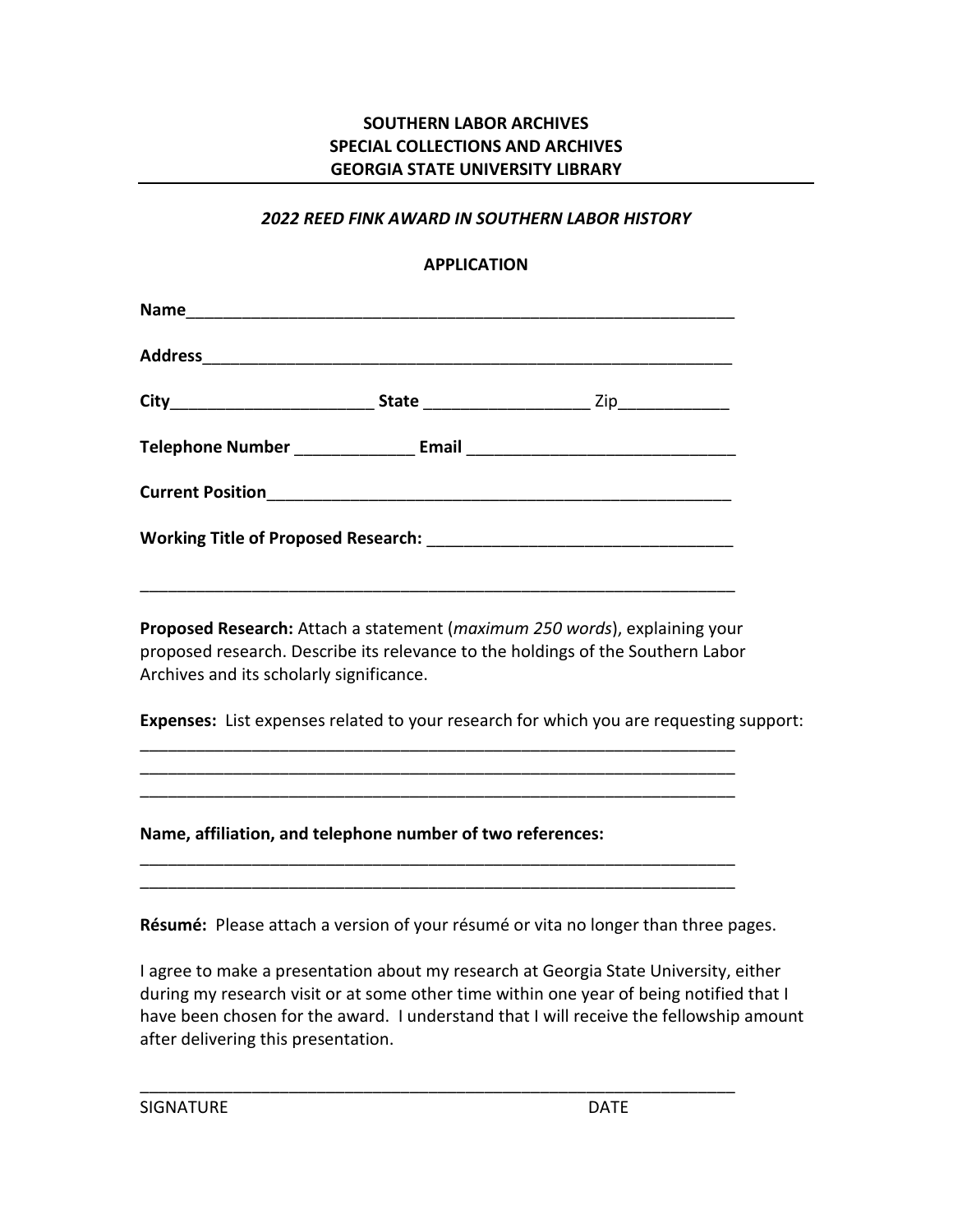**SOUTHERN LABOR ARCHIVES**
**SPECIAL COLLECTIONS AND ARCHIVES**
**GEORGIA STATE UNIVERSITY LIBRARY**

---

***2022 REED FINK AWARD IN SOUTHERN LABOR HISTORY***

**APPLICATION**

**Name**_____________________________________________________________

**Address**___________________________________________________________

**City**______________________ **State** _________________ Zip____________

**Telephone Number** _____________ **Email** _____________________________

**Current Position**_____________________________________________________

**Working Title of Proposed Research:** _________________________________

_________________________________________________________________

**Proposed Research:** Attach a statement (*maximum 250 words*), explaining your proposed research. Describe its relevance to the holdings of the Southern Labor Archives and its scholarly significance.

**Expenses:** List expenses related to your research for which you are requesting support:

_________________________________________________________________
_________________________________________________________________
_________________________________________________________________

**Name, affiliation, and telephone number of two references:**

_________________________________________________________________
_________________________________________________________________

**Résumé:** Please attach a version of your résumé or vita no longer than three pages.

I agree to make a presentation about my research at Georgia State University, either during my research visit or at some other time within one year of being notified that I have been chosen for the award. I understand that I will receive the fellowship amount after delivering this presentation.

_________________________________________________________________
SIGNATURE DATE